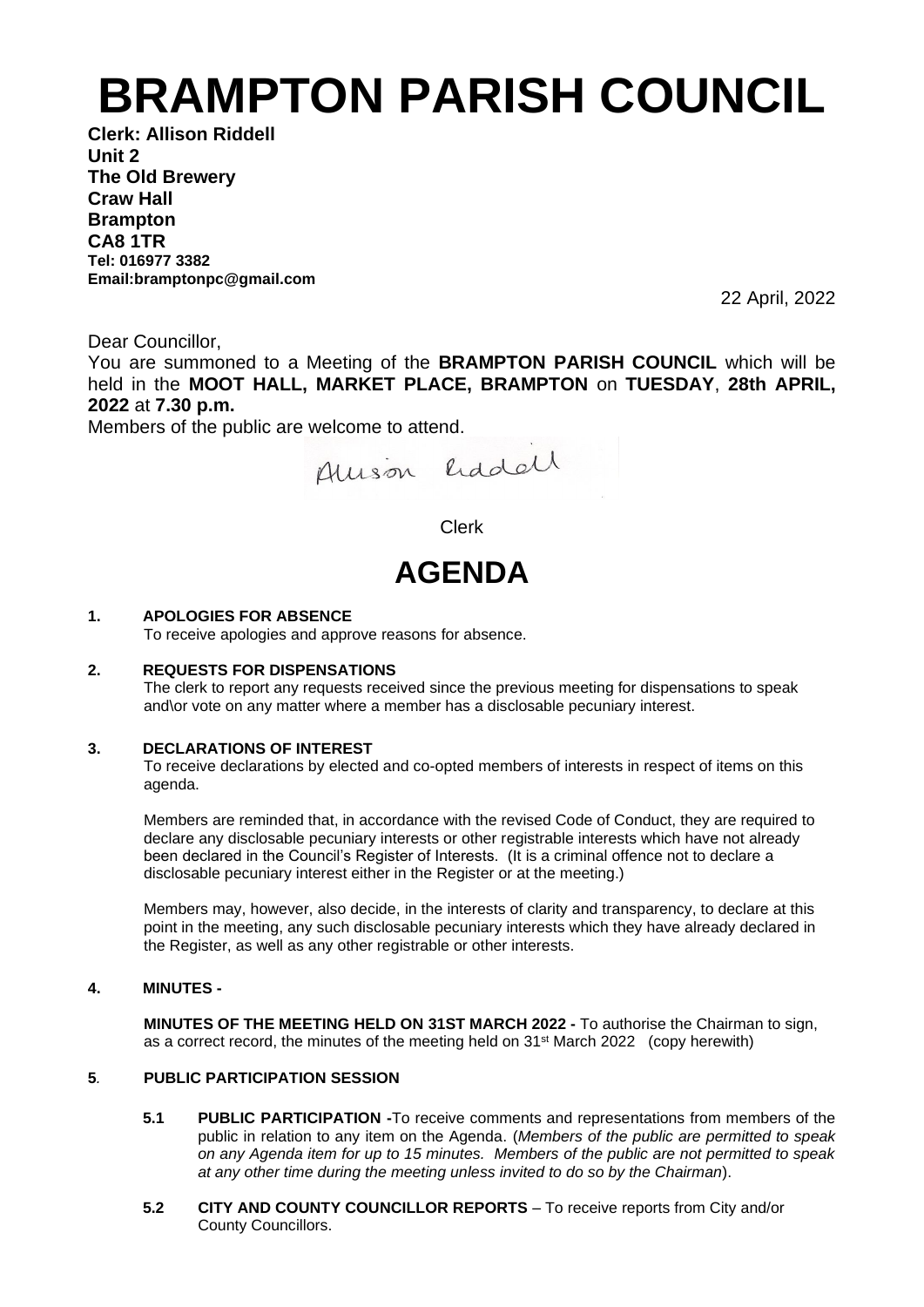# BRAMPTON PARISH COUNCIL

**Clerk: Allison Riddell**
**Unit 2**
**The Old Brewery**
**Craw Hall**
**Brampton**
**CA8 1TR**
**Tel: 016977 3382**
**Email:bramptonpc@gmail.com**

22 April, 2022

Dear Councillor,

You are summoned to a Meeting of the **BRAMPTON PARISH COUNCIL** which will be held in the **MOOT HALL, MARKET PLACE, BRAMPTON** on **TUESDAY**, **28th APRIL, 2022** at **7.30 p.m.**

Members of the public are welcome to attend.

Allison Riddell

Clerk

# AGENDA

**1. APOLOGIES FOR ABSENCE**

To receive apologies and approve reasons for absence.

**2. REQUESTS FOR DISPENSATIONS**

The clerk to report any requests received since the previous meeting for dispensations to speak and\or vote on any matter where a member has a disclosable pecuniary interest.

**3. DECLARATIONS OF INTEREST**

To receive declarations by elected and co-opted members of interests in respect of items on this agenda.

Members are reminded that, in accordance with the revised Code of Conduct, they are required to declare any disclosable pecuniary interests or other registrable interests which have not already been declared in the Council's Register of Interests. (It is a criminal offence not to declare a disclosable pecuniary interest either in the Register or at the meeting.)

Members may, however, also decide, in the interests of clarity and transparency, to declare at this point in the meeting, any such disclosable pecuniary interests which they have already declared in the Register, as well as any other registrable or other interests.

**4. MINUTES -**

**MINUTES OF THE MEETING HELD ON 31ST MARCH 2022 -** To authorise the Chairman to sign, as a correct record, the minutes of the meeting held on 31st March 2022 (copy herewith)

**5. PUBLIC PARTICIPATION SESSION**

**5.1 PUBLIC PARTICIPATION -** To receive comments and representations from members of the public in relation to any item on the Agenda. (*Members of the public are permitted to speak on any Agenda item for up to 15 minutes. Members of the public are not permitted to speak at any other time during the meeting unless invited to do so by the Chairman*).

**5.2 CITY AND COUNTY COUNCILLOR REPORTS** – To receive reports from City and/or County Councillors.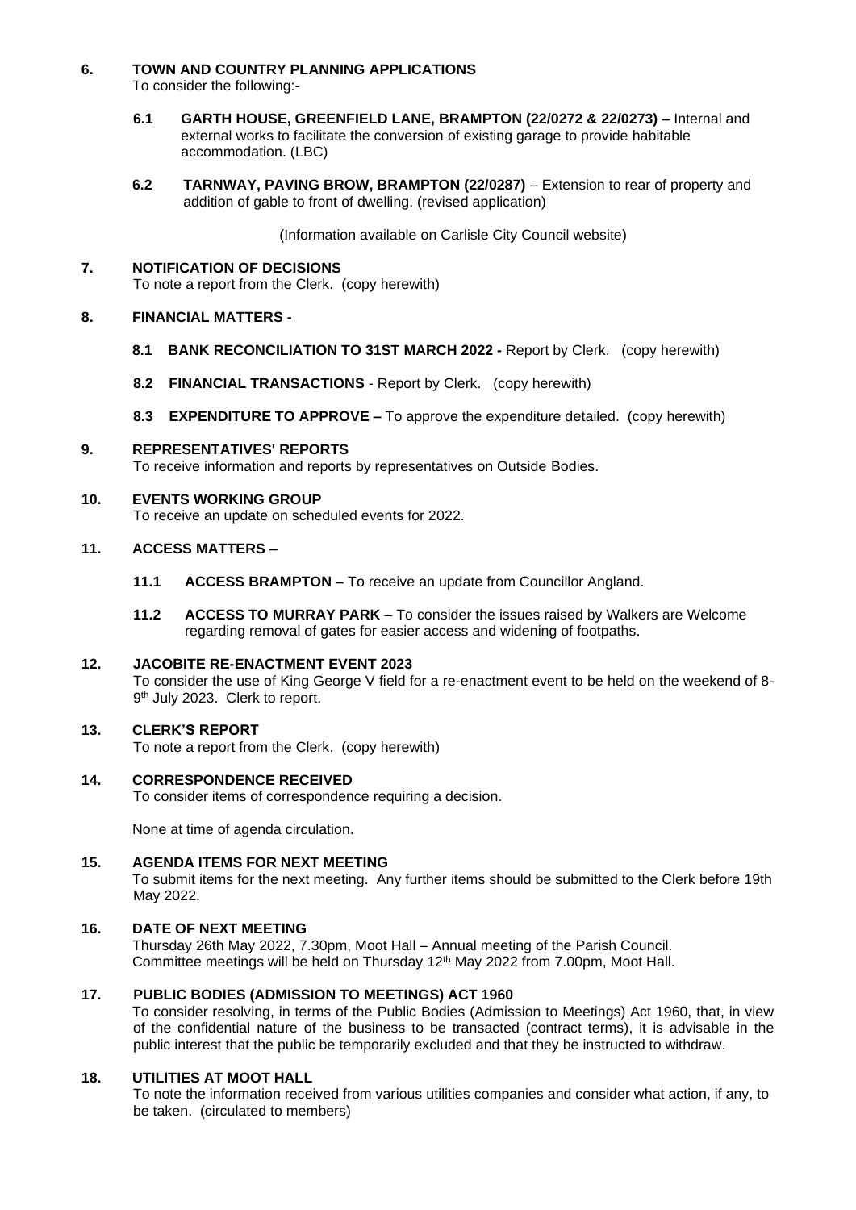**6. TOWN AND COUNTRY PLANNING APPLICATIONS**

To consider the following:-

**6.1 GARTH HOUSE, GREENFIELD LANE, BRAMPTON (22/0272 & 22/0273) –** Internal and external works to facilitate the conversion of existing garage to provide habitable accommodation. (LBC)

**6.2 TARNWAY, PAVING BROW, BRAMPTON (22/0287)** – Extension to rear of property and addition of gable to front of dwelling. (revised application)

(Information available on Carlisle City Council website)

**7. NOTIFICATION OF DECISIONS**

To note a report from the Clerk. (copy herewith)

**8. FINANCIAL MATTERS -**

**8.1 BANK RECONCILIATION TO 31ST MARCH 2022 -** Report by Clerk. (copy herewith)

**8.2 FINANCIAL TRANSACTIONS** - Report by Clerk. (copy herewith)

**8.3 EXPENDITURE TO APPROVE –** To approve the expenditure detailed. (copy herewith)

**9. REPRESENTATIVES' REPORTS**

To receive information and reports by representatives on Outside Bodies.

**10. EVENTS WORKING GROUP**

To receive an update on scheduled events for 2022.

**11. ACCESS MATTERS –**

**11.1 ACCESS BRAMPTON –** To receive an update from Councillor Angland.

**11.2 ACCESS TO MURRAY PARK** – To consider the issues raised by Walkers are Welcome regarding removal of gates for easier access and widening of footpaths.

**12. JACOBITE RE-ENACTMENT EVENT 2023**

To consider the use of King George V field for a re-enactment event to be held on the weekend of 8-9th July 2023. Clerk to report.

**13. CLERK'S REPORT**

To note a report from the Clerk. (copy herewith)

**14. CORRESPONDENCE RECEIVED**

To consider items of correspondence requiring a decision.

None at time of agenda circulation.

**15. AGENDA ITEMS FOR NEXT MEETING**

To submit items for the next meeting. Any further items should be submitted to the Clerk before 19th May 2022.

**16. DATE OF NEXT MEETING**

Thursday 26th May 2022, 7.30pm, Moot Hall – Annual meeting of the Parish Council.
Committee meetings will be held on Thursday 12th May 2022 from 7.00pm, Moot Hall.

**17. PUBLIC BODIES (ADMISSION TO MEETINGS) ACT 1960**

To consider resolving, in terms of the Public Bodies (Admission to Meetings) Act 1960, that, in view of the confidential nature of the business to be transacted (contract terms), it is advisable in the public interest that the public be temporarily excluded and that they be instructed to withdraw.

**18. UTILITIES AT MOOT HALL**

To note the information received from various utilities companies and consider what action, if any, to be taken. (circulated to members)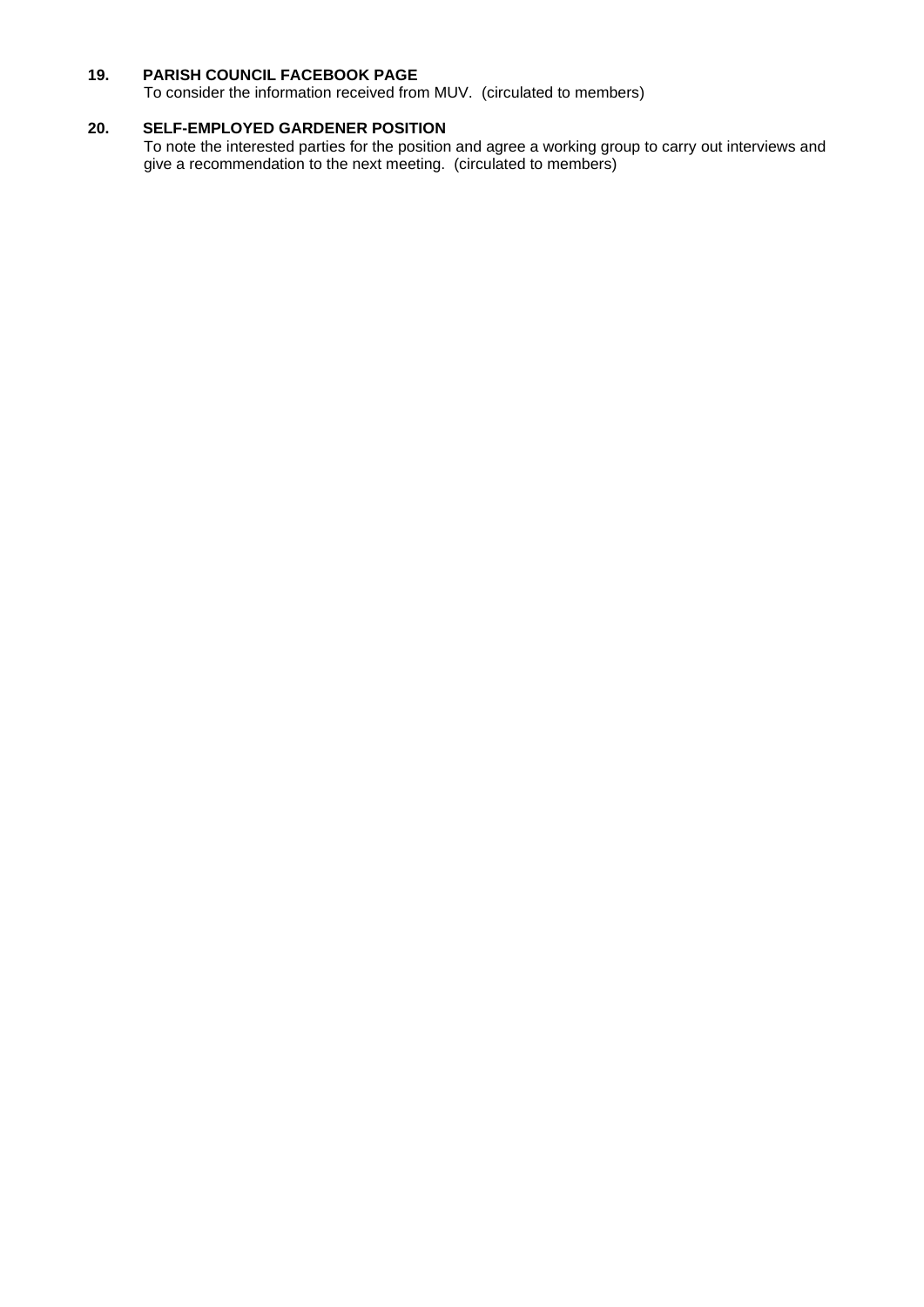**19. PARISH COUNCIL FACEBOOK PAGE**

To consider the information received from MUV. (circulated to members)

**20. SELF-EMPLOYED GARDENER POSITION**

To note the interested parties for the position and agree a working group to carry out interviews and give a recommendation to the next meeting. (circulated to members)